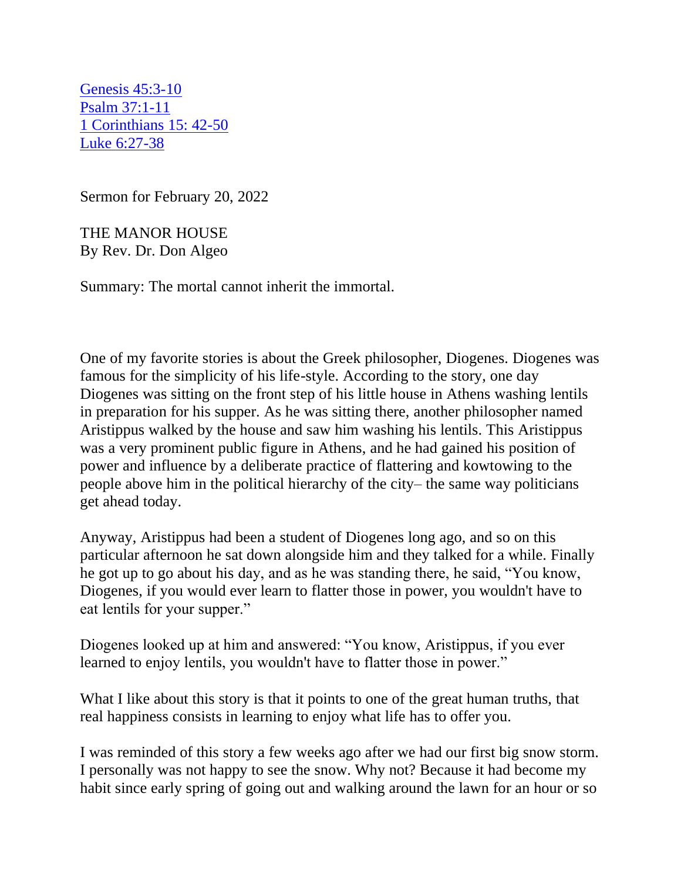[Genesis 45:3-10](#)
[Psalm 37:1-11](#)
[1 Corinthians 15: 42-50](#)
[Luke 6:27-38](#)

Sermon for February 20, 2022

THE MANOR HOUSE
By Rev. Dr. Don Algeo

Summary: The mortal cannot inherit the immortal.

One of my favorite stories is about the Greek philosopher, Diogenes. Diogenes was famous for the simplicity of his life-style. According to the story, one day Diogenes was sitting on the front step of his little house in Athens washing lentils in preparation for his supper. As he was sitting there, another philosopher named Aristippus walked by the house and saw him washing his lentils. This Aristippus was a very prominent public figure in Athens, and he had gained his position of power and influence by a deliberate practice of flattering and kowtowing to the people above him in the political hierarchy of the city– the same way politicians get ahead today.

Anyway, Aristippus had been a student of Diogenes long ago, and so on this particular afternoon he sat down alongside him and they talked for a while. Finally he got up to go about his day, and as he was standing there, he said, "You know, Diogenes, if you would ever learn to flatter those in power, you wouldn't have to eat lentils for your supper."

Diogenes looked up at him and answered: "You know, Aristippus, if you ever learned to enjoy lentils, you wouldn't have to flatter those in power."

What I like about this story is that it points to one of the great human truths, that real happiness consists in learning to enjoy what life has to offer you.

I was reminded of this story a few weeks ago after we had our first big snow storm. I personally was not happy to see the snow. Why not? Because it had become my habit since early spring of going out and walking around the lawn for an hour or so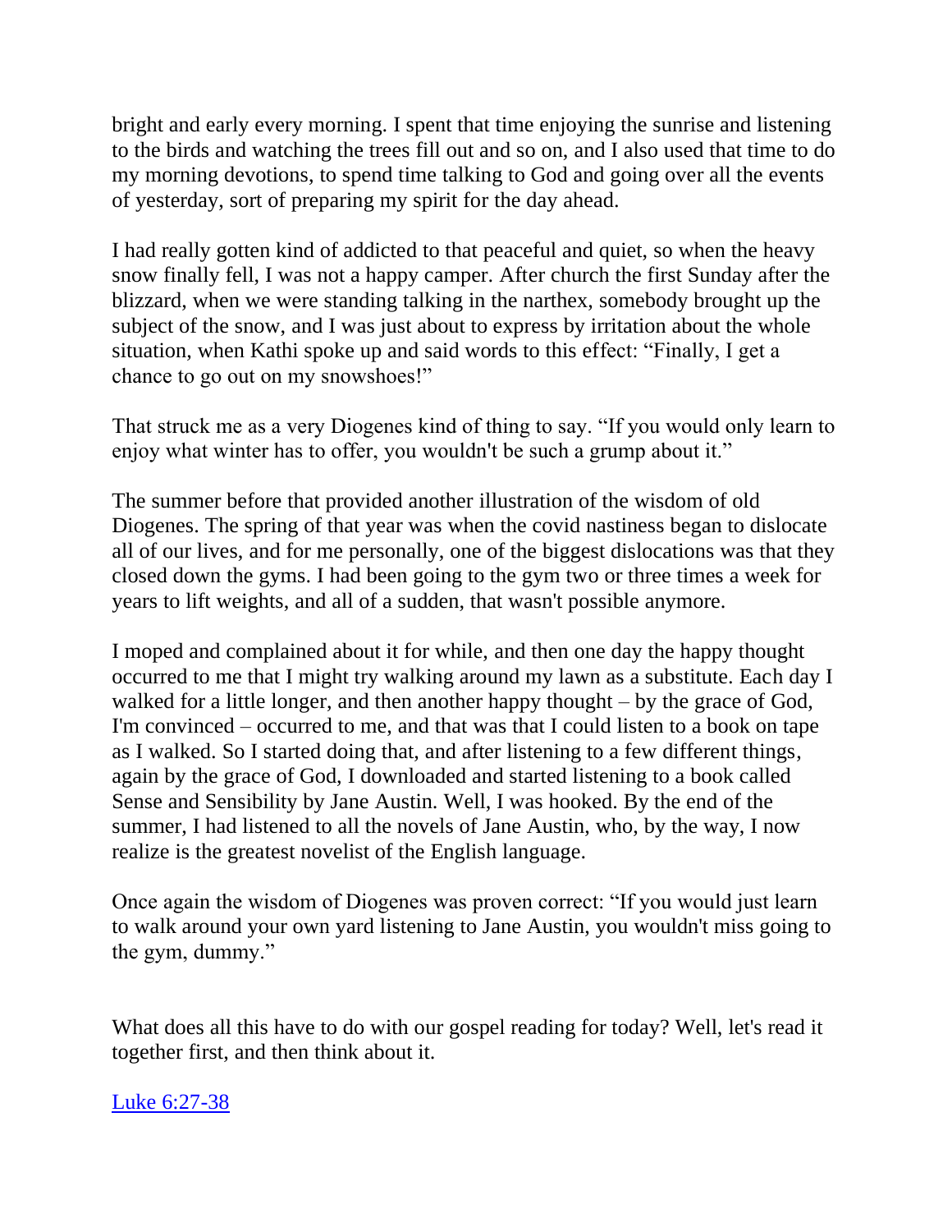bright and early every morning. I spent that time enjoying the sunrise and listening to the birds and watching the trees fill out and so on, and I also used that time to do my morning devotions, to spend time talking to God and going over all the events of yesterday, sort of preparing my spirit for the day ahead.

I had really gotten kind of addicted to that peaceful and quiet, so when the heavy snow finally fell, I was not a happy camper. After church the first Sunday after the blizzard, when we were standing talking in the narthex, somebody brought up the subject of the snow, and I was just about to express by irritation about the whole situation, when Kathi spoke up and said words to this effect: "Finally, I get a chance to go out on my snowshoes!"

That struck me as a very Diogenes kind of thing to say. "If you would only learn to enjoy what winter has to offer, you wouldn't be such a grump about it."

The summer before that provided another illustration of the wisdom of old Diogenes. The spring of that year was when the covid nastiness began to dislocate all of our lives, and for me personally, one of the biggest dislocations was that they closed down the gyms. I had been going to the gym two or three times a week for years to lift weights, and all of a sudden, that wasn't possible anymore.

I moped and complained about it for while, and then one day the happy thought occurred to me that I might try walking around my lawn as a substitute. Each day I walked for a little longer, and then another happy thought – by the grace of God, I'm convinced – occurred to me, and that was that I could listen to a book on tape as I walked. So I started doing that, and after listening to a few different things, again by the grace of God, I downloaded and started listening to a book called Sense and Sensibility by Jane Austin. Well, I was hooked. By the end of the summer, I had listened to all the novels of Jane Austin, who, by the way, I now realize is the greatest novelist of the English language.

Once again the wisdom of Diogenes was proven correct: "If you would just learn to walk around your own yard listening to Jane Austin, you wouldn't miss going to the gym, dummy."

What does all this have to do with our gospel reading for today? Well, let's read it together first, and then think about it.

Luke 6:27-38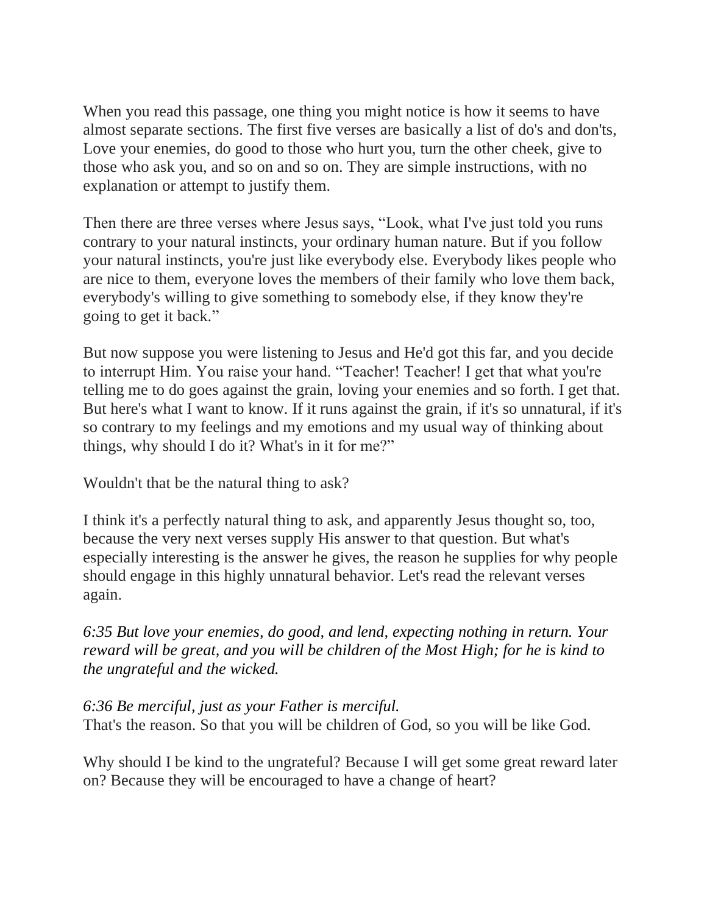When you read this passage, one thing you might notice is how it seems to have almost separate sections. The first five verses are basically a list of do's and don'ts, Love your enemies, do good to those who hurt you, turn the other cheek, give to those who ask you, and so on and so on. They are simple instructions, with no explanation or attempt to justify them.

Then there are three verses where Jesus says, "Look, what I've just told you runs contrary to your natural instincts, your ordinary human nature. But if you follow your natural instincts, you're just like everybody else. Everybody likes people who are nice to them, everyone loves the members of their family who love them back, everybody's willing to give something to somebody else, if they know they're going to get it back."

But now suppose you were listening to Jesus and He'd got this far, and you decide to interrupt Him. You raise your hand. "Teacher! Teacher! I get that what you're telling me to do goes against the grain, loving your enemies and so forth. I get that. But here's what I want to know. If it runs against the grain, if it's so unnatural, if it's so contrary to my feelings and my emotions and my usual way of thinking about things, why should I do it? What's in it for me?"

Wouldn't that be the natural thing to ask?

I think it's a perfectly natural thing to ask, and apparently Jesus thought so, too, because the very next verses supply His answer to that question. But what's especially interesting is the answer he gives, the reason he supplies for why people should engage in this highly unnatural behavior. Let's read the relevant verses again.

*6:35 But love your enemies, do good, and lend, expecting nothing in return. Your reward will be great, and you will be children of the Most High; for he is kind to the ungrateful and the wicked.*

*6:36 Be merciful, just as your Father is merciful.*
That's the reason. So that you will be children of God, so you will be like God.

Why should I be kind to the ungrateful? Because I will get some great reward later on? Because they will be encouraged to have a change of heart?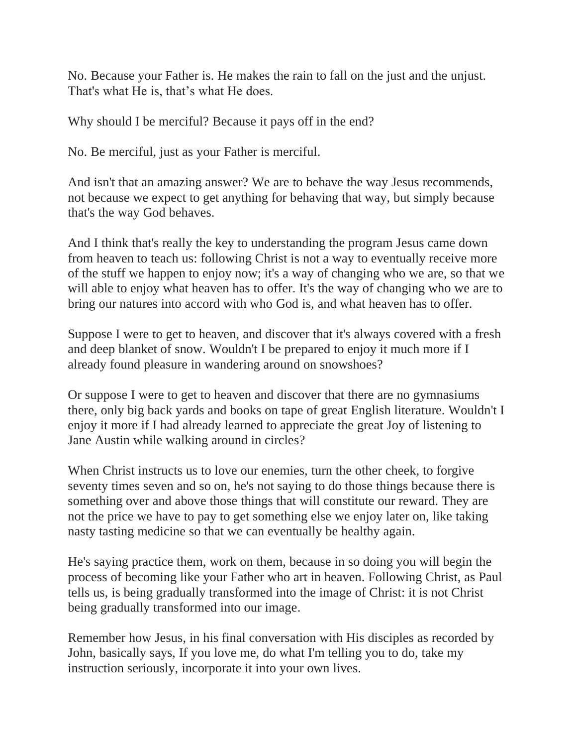No. Because your Father is. He makes the rain to fall on the just and the unjust. That's what He is, that’s what He does.

Why should I be merciful? Because it pays off in the end?

No. Be merciful, just as your Father is merciful.

And isn't that an amazing answer? We are to behave the way Jesus recommends, not because we expect to get anything for behaving that way, but simply because that's the way God behaves.

And I think that's really the key to understanding the program Jesus came down from heaven to teach us: following Christ is not a way to eventually receive more of the stuff we happen to enjoy now; it's a way of changing who we are, so that we will able to enjoy what heaven has to offer. It's the way of changing who we are to bring our natures into accord with who God is, and what heaven has to offer.

Suppose I were to get to heaven, and discover that it's always covered with a fresh and deep blanket of snow. Wouldn't I be prepared to enjoy it much more if I already found pleasure in wandering around on snowshoes?

Or suppose I were to get to heaven and discover that there are no gymnasiums there, only big back yards and books on tape of great English literature. Wouldn't I enjoy it more if I had already learned to appreciate the great Joy of listening to Jane Austin while walking around in circles?

When Christ instructs us to love our enemies, turn the other cheek, to forgive seventy times seven and so on, he's not saying to do those things because there is something over and above those things that will constitute our reward. They are not the price we have to pay to get something else we enjoy later on, like taking nasty tasting medicine so that we can eventually be healthy again.

He's saying practice them, work on them, because in so doing you will begin the process of becoming like your Father who art in heaven. Following Christ, as Paul tells us, is being gradually transformed into the image of Christ: it is not Christ being gradually transformed into our image.

Remember how Jesus, in his final conversation with His disciples as recorded by John, basically says, If you love me, do what I'm telling you to do, take my instruction seriously, incorporate it into your own lives.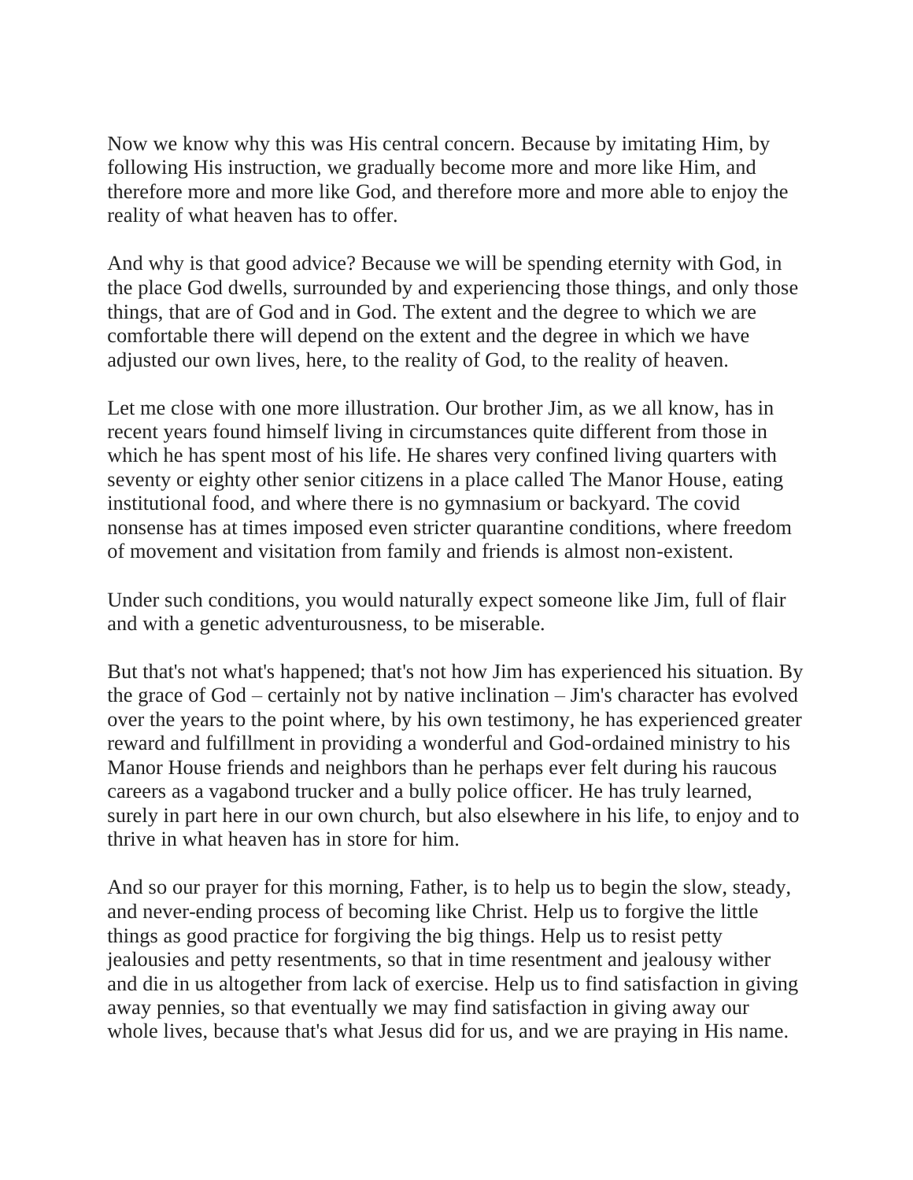Now we know why this was His central concern. Because by imitating Him, by following His instruction, we gradually become more and more like Him, and therefore more and more like God, and therefore more and more able to enjoy the reality of what heaven has to offer.

And why is that good advice? Because we will be spending eternity with God, in the place God dwells, surrounded by and experiencing those things, and only those things, that are of God and in God. The extent and the degree to which we are comfortable there will depend on the extent and the degree in which we have adjusted our own lives, here, to the reality of God, to the reality of heaven.

Let me close with one more illustration. Our brother Jim, as we all know, has in recent years found himself living in circumstances quite different from those in which he has spent most of his life. He shares very confined living quarters with seventy or eighty other senior citizens in a place called The Manor House, eating institutional food, and where there is no gymnasium or backyard. The covid nonsense has at times imposed even stricter quarantine conditions, where freedom of movement and visitation from family and friends is almost non-existent.

Under such conditions, you would naturally expect someone like Jim, full of flair and with a genetic adventurousness, to be miserable.

But that's not what's happened; that's not how Jim has experienced his situation. By the grace of God – certainly not by native inclination – Jim's character has evolved over the years to the point where, by his own testimony, he has experienced greater reward and fulfillment in providing a wonderful and God-ordained ministry to his Manor House friends and neighbors than he perhaps ever felt during his raucous careers as a vagabond trucker and a bully police officer. He has truly learned, surely in part here in our own church, but also elsewhere in his life, to enjoy and to thrive in what heaven has in store for him.

And so our prayer for this morning, Father, is to help us to begin the slow, steady, and never-ending process of becoming like Christ. Help us to forgive the little things as good practice for forgiving the big things. Help us to resist petty jealousies and petty resentments, so that in time resentment and jealousy wither and die in us altogether from lack of exercise. Help us to find satisfaction in giving away pennies, so that eventually we may find satisfaction in giving away our whole lives, because that's what Jesus did for us, and we are praying in His name.